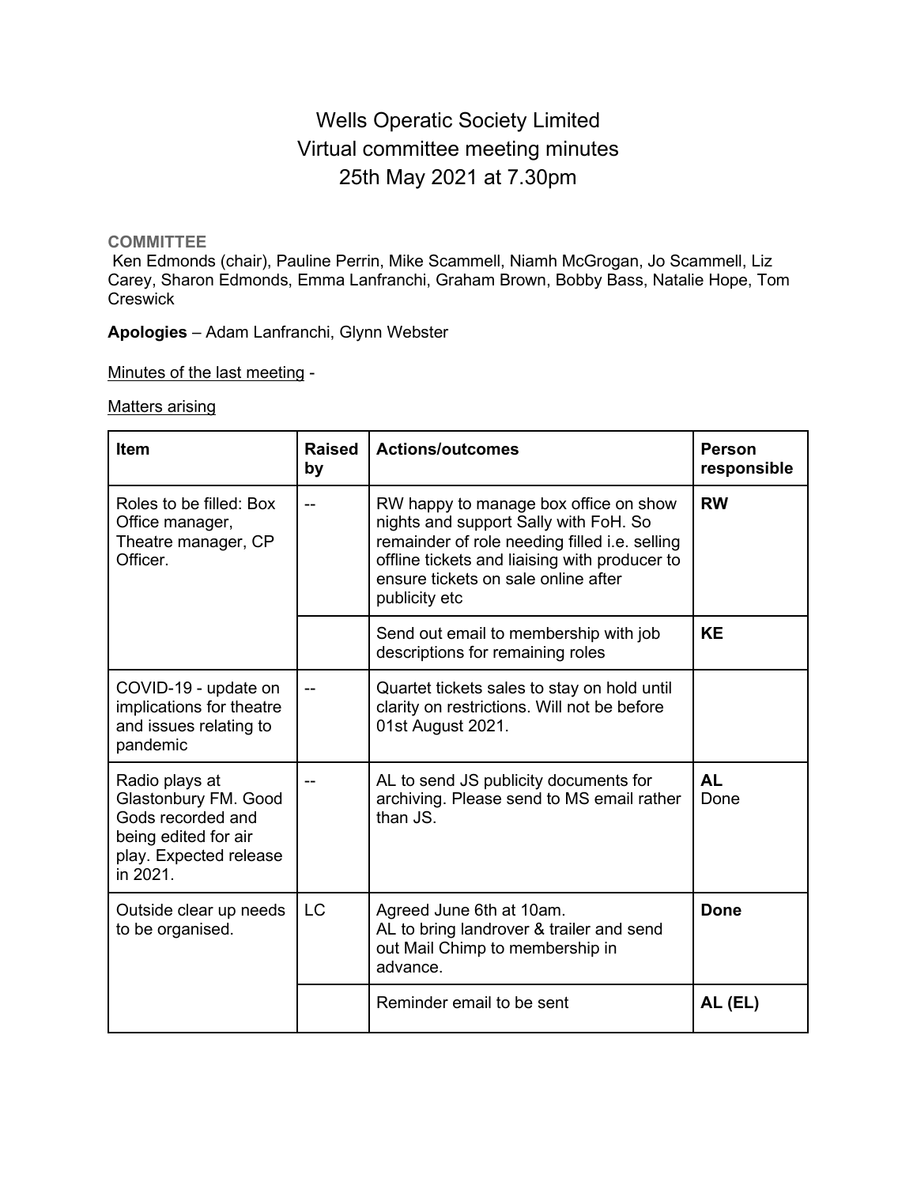# Wells Operatic Society Limited
## Virtual committee meeting minutes
## 25th May 2021 at 7.30pm

**COMMITTEE**

Ken Edmonds (chair), Pauline Perrin, Mike Scammell, Niamh McGrogan, Jo Scammell, Liz Carey, Sharon Edmonds, Emma Lanfranchi, Graham Brown, Bobby Bass, Natalie Hope, Tom Creswick

**Apologies** – Adam Lanfranchi, Glynn Webster

Minutes of the last meeting -

Matters arising

| Item | Raised by | Actions/outcomes | Person responsible |
|---|---|---|---|
| Roles to be filled: Box Office manager, Theatre manager, CP Officer. | -- | RW happy to manage box office on show nights and support Sally with FoH. So remainder of role needing filled i.e. selling offline tickets and liaising with producer to ensure tickets on sale online after publicity etc | **RW** |
| | | Send out email to membership with job descriptions for remaining roles | **KE** |
| COVID-19 - update on implications for theatre and issues relating to pandemic | -- | Quartet tickets sales to stay on hold until clarity on restrictions. Will not be before 01st August 2021. | |
| Radio plays at Glastonbury FM. Good Gods recorded and being edited for air play. Expected release in 2021. | -- | AL to send JS publicity documents for archiving. Please send to MS email rather than JS. | **AL** Done |
| Outside clear up needs to be organised. | LC | Agreed June 6th at 10am. AL to bring landrover & trailer and send out Mail Chimp to membership in advance. | **Done** |
| | | Reminder email to be sent | **AL (EL)** |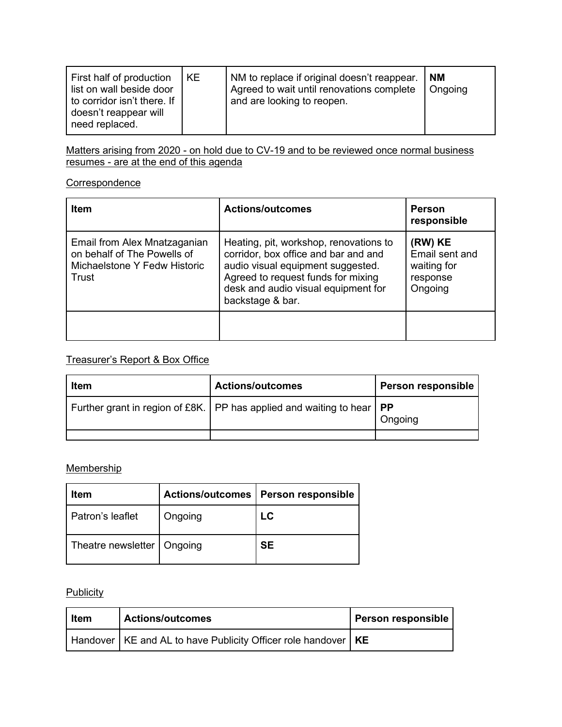| First half of production list on wall beside door to corridor isn't there. If doesn't reappear will need replaced. | KE | NM to replace if original doesn't reappear. Agreed to wait until renovations complete and are looking to reopen. | **NM** Ongoing |
|---|---|---|---|

Matters arising from 2020 - on hold due to CV-19 and to be reviewed once normal business resumes - are at the end of this agenda

Correspondence

| Item | Actions/outcomes | Person responsible |
|---|---|---|
| Email from Alex Mnatzaganian on behalf of The Powells of Michaelstone Y Fedw Historic Trust | Heating, pit, workshop, renovations to corridor, box office and bar and and audio visual equipment suggested. Agreed to request funds for mixing desk and audio visual equipment for backstage & bar. | **(RW) KE** Email sent and waiting for response Ongoing |
| | | |

Treasurer's Report & Box Office

| Item | Actions/outcomes | Person responsible |
|---|---|---|
| Further grant in region of £8K. | PP has applied and waiting to hear | **PP** Ongoing |
| | | |

Membership

| Item | Actions/outcomes | Person responsible |
|---|---|---|
| Patron's leaflet | Ongoing | **LC** |
| Theatre newsletter | Ongoing | **SE** |

Publicity

| Item | Actions/outcomes | Person responsible |
|---|---|---|
| Handover | KE and AL to have Publicity Officer role handover | **KE** |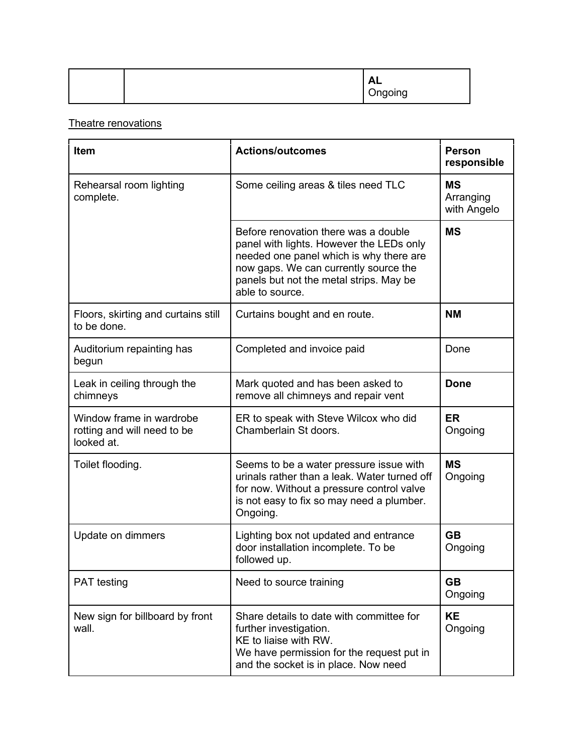| | | **AL**<br>Ongoing |
|---|---|---|

Theatre renovations

| Item | Actions/outcomes | Person responsible |
|---|---|---|
| Rehearsal room lighting complete. | Some ceiling areas & tiles need TLC | **MS**<br>Arranging with Angelo |
| | Before renovation there was a double panel with lights. However the LEDs only needed one panel which is why there are now gaps. We can currently source the panels but not the metal strips. May be able to source. | **MS** |
| Floors, skirting and curtains still to be done. | Curtains bought and en route. | **NM** |
| Auditorium repainting has begun | Completed and invoice paid | Done |
| Leak in ceiling through the chimneys | Mark quoted and has been asked to remove all chimneys and repair vent | **Done** |
| Window frame in wardrobe rotting and will need to be looked at. | ER to speak with Steve Wilcox who did Chamberlain St doors. | **ER**<br>Ongoing |
| Toilet flooding. | Seems to be a water pressure issue with urinals rather than a leak. Water turned off for now. Without a pressure control valve is not easy to fix so may need a plumber. Ongoing. | **MS**<br>Ongoing |
| Update on dimmers | Lighting box not updated and entrance door installation incomplete. To be followed up. | **GB**<br>Ongoing |
| PAT testing | Need to source training | **GB**<br>Ongoing |
| New sign for billboard by front wall. | Share details to date with committee for further investigation.<br>KE to liaise with RW.<br>We have permission for the request put in and the socket is in place. Now need | **KE**<br>Ongoing |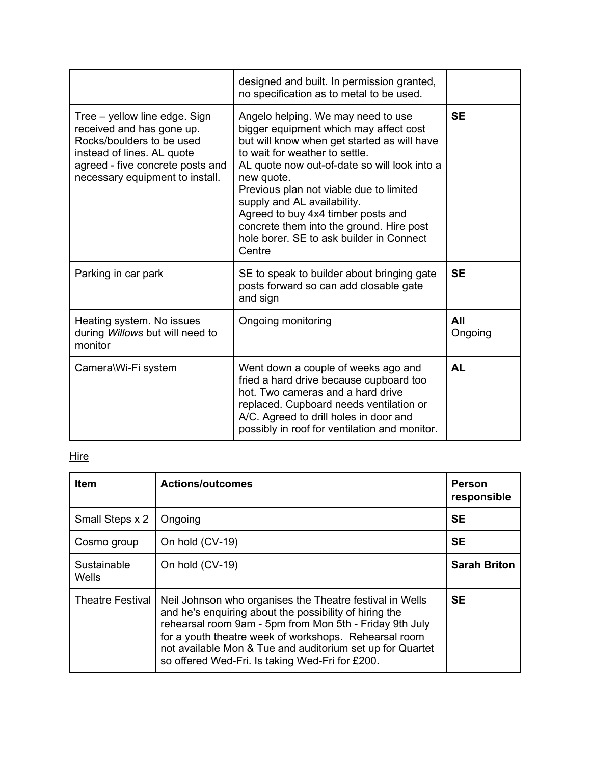| | | |
|---|---|---|
| | designed and built. In permission granted, no specification as to metal to be used. | |
| Tree – yellow line edge. Sign received and has gone up. Rocks/boulders to be used instead of lines. AL quote agreed - five concrete posts and necessary equipment to install. | Angelo helping. We may need to use bigger equipment which may affect cost but will know when get started as will have to wait for weather to settle.<br>AL quote now out-of-date so will look into a new quote.<br>Previous plan not viable due to limited supply and AL availability.<br>Agreed to buy 4x4 timber posts and concrete them into the ground. Hire post hole borer. SE to ask builder in Connect Centre | **SE** |
| Parking in car park | SE to speak to builder about bringing gate posts forward so can add closable gate and sign | **SE** |
| Heating system. No issues during *Willows* but will need to monitor | Ongoing monitoring | **All**<br>Ongoing |
| Camera\Wi-Fi system | Went down a couple of weeks ago and fried a hard drive because cupboard too hot. Two cameras and a hard drive replaced. Cupboard needs ventilation or A/C. Agreed to drill holes in door and possibly in roof for ventilation and monitor. | **AL** |

Hire

| Item | Actions/outcomes | Person responsible |
|---|---|---|
| Small Steps x 2 | Ongoing | **SE** |
| Cosmo group | On hold (CV-19) | **SE** |
| Sustainable Wells | On hold (CV-19) | **Sarah Briton** |
| Theatre Festival | Neil Johnson who organises the Theatre festival in Wells and he's enquiring about the possibility of hiring the rehearsal room 9am - 5pm from Mon 5th - Friday 9th July for a youth theatre week of workshops. Rehearsal room not available Mon & Tue and auditorium set up for Quartet so offered Wed-Fri. Is taking Wed-Fri for £200. | **SE** |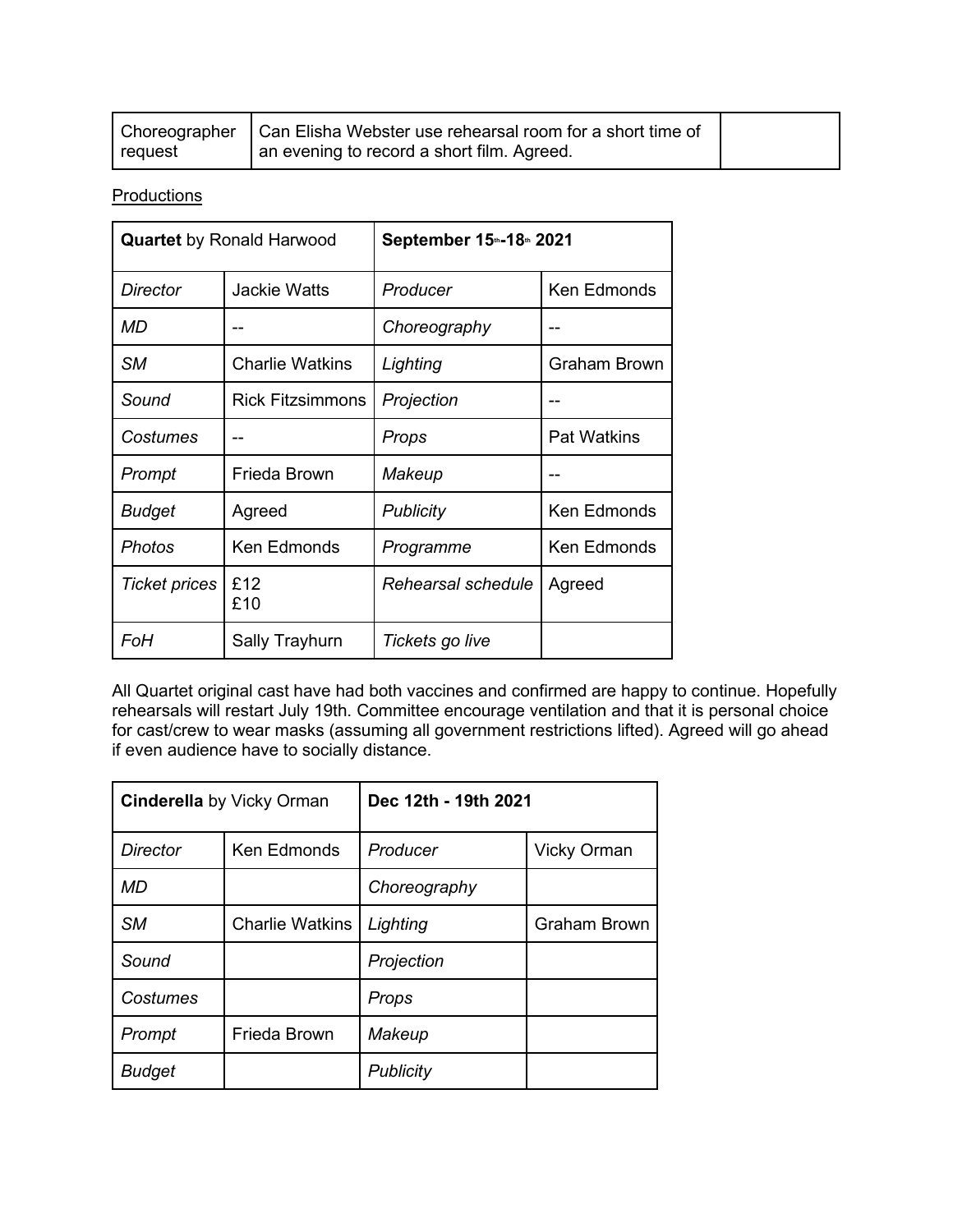| Choreographer request | Can Elisha Webster use rehearsal room for a short time of an evening to record a short film. Agreed. | |
|---|---|---|

Productions

| **Quartet** by Ronald Harwood | | **September 15th-18th 2021** | |
|---|---|---|---|
| *Director* | Jackie Watts | *Producer* | Ken Edmonds |
| *MD* | -- | *Choreography* | -- |
| *SM* | Charlie Watkins | *Lighting* | Graham Brown |
| *Sound* | Rick Fitzsimmons | *Projection* | -- |
| *Costumes* | -- | *Props* | Pat Watkins |
| *Prompt* | Frieda Brown | *Makeup* | -- |
| *Budget* | Agreed | *Publicity* | Ken Edmonds |
| *Photos* | Ken Edmonds | *Programme* | Ken Edmonds |
| *Ticket prices* | £12 £10 | *Rehearsal schedule* | Agreed |
| *FoH* | Sally Trayhurn | *Tickets go live* | |

All Quartet original cast have had both vaccines and confirmed are happy to continue. Hopefully rehearsals will restart July 19th. Committee encourage ventilation and that it is personal choice for cast/crew to wear masks (assuming all government restrictions lifted). Agreed will go ahead if even audience have to socially distance.

| **Cinderella** by Vicky Orman | | **Dec 12th - 19th 2021** | |
|---|---|---|---|
| *Director* | Ken Edmonds | *Producer* | Vicky Orman |
| *MD* | | *Choreography* | |
| *SM* | Charlie Watkins | *Lighting* | Graham Brown |
| *Sound* | | *Projection* | |
| *Costumes* | | *Props* | |
| *Prompt* | Frieda Brown | *Makeup* | |
| *Budget* | | *Publicity* | |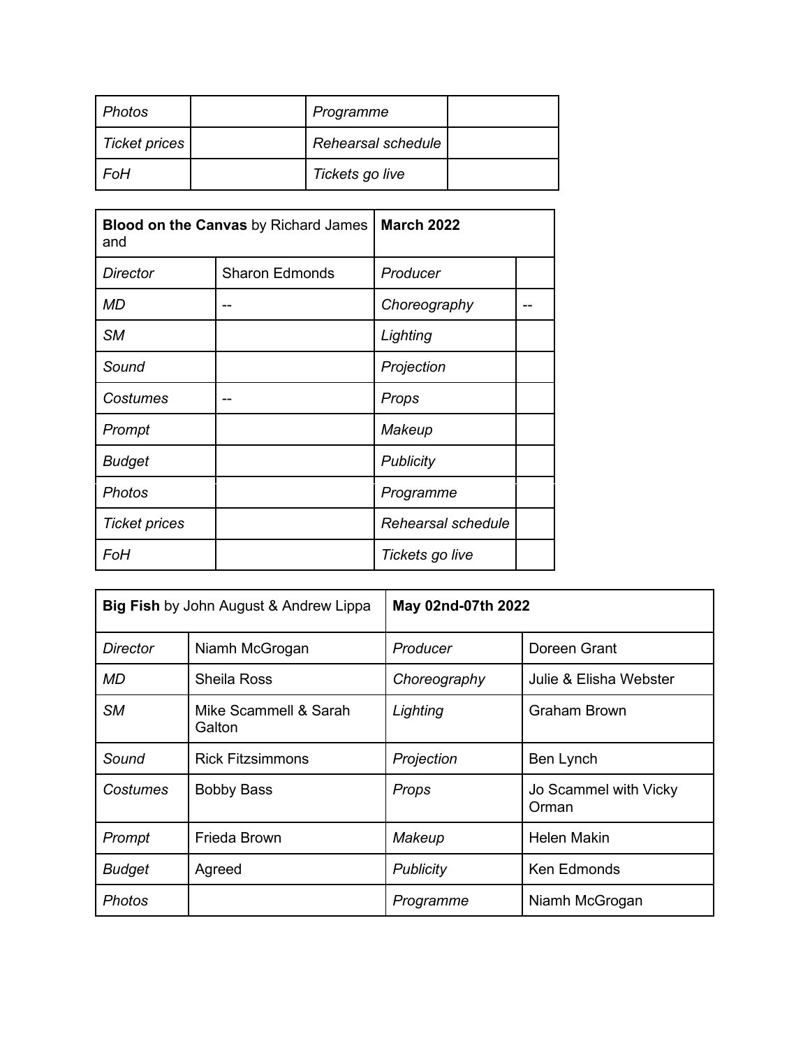| *Photos* | | *Programme* | |
|---|---|---|---|
| *Ticket prices* | | *Rehearsal schedule* | |
| *FoH* | | *Tickets go live* | |

| **Blood on the Canvas** by Richard James and | | **March 2022** | |
|---|---|---|---|
| *Director* | Sharon Edmonds | *Producer* | |
| *MD* | -- | *Choreography* | -- |
| *SM* | | *Lighting* | |
| *Sound* | | *Projection* | |
| *Costumes* | -- | *Props* | |
| *Prompt* | | *Makeup* | |
| *Budget* | | *Publicity* | |
| *Photos* | | *Programme* | |
| *Ticket prices* | | *Rehearsal schedule* | |
| *FoH* | | *Tickets go live* | |

| **Big Fish** by John August & Andrew Lippa | | **May 02nd-07th 2022** | |
|---|---|---|---|
| *Director* | Niamh McGrogan | *Producer* | Doreen Grant |
| *MD* | Sheila Ross | *Choreography* | Julie & Elisha Webster |
| *SM* | Mike Scammell & Sarah Galton | *Lighting* | Graham Brown |
| *Sound* | Rick Fitzsimmons | *Projection* | Ben Lynch |
| *Costumes* | Bobby Bass | *Props* | Jo Scammel with Vicky Orman |
| *Prompt* | Frieda Brown | *Makeup* | Helen Makin |
| *Budget* | Agreed | *Publicity* | Ken Edmonds |
| *Photos* | | *Programme* | Niamh McGrogan |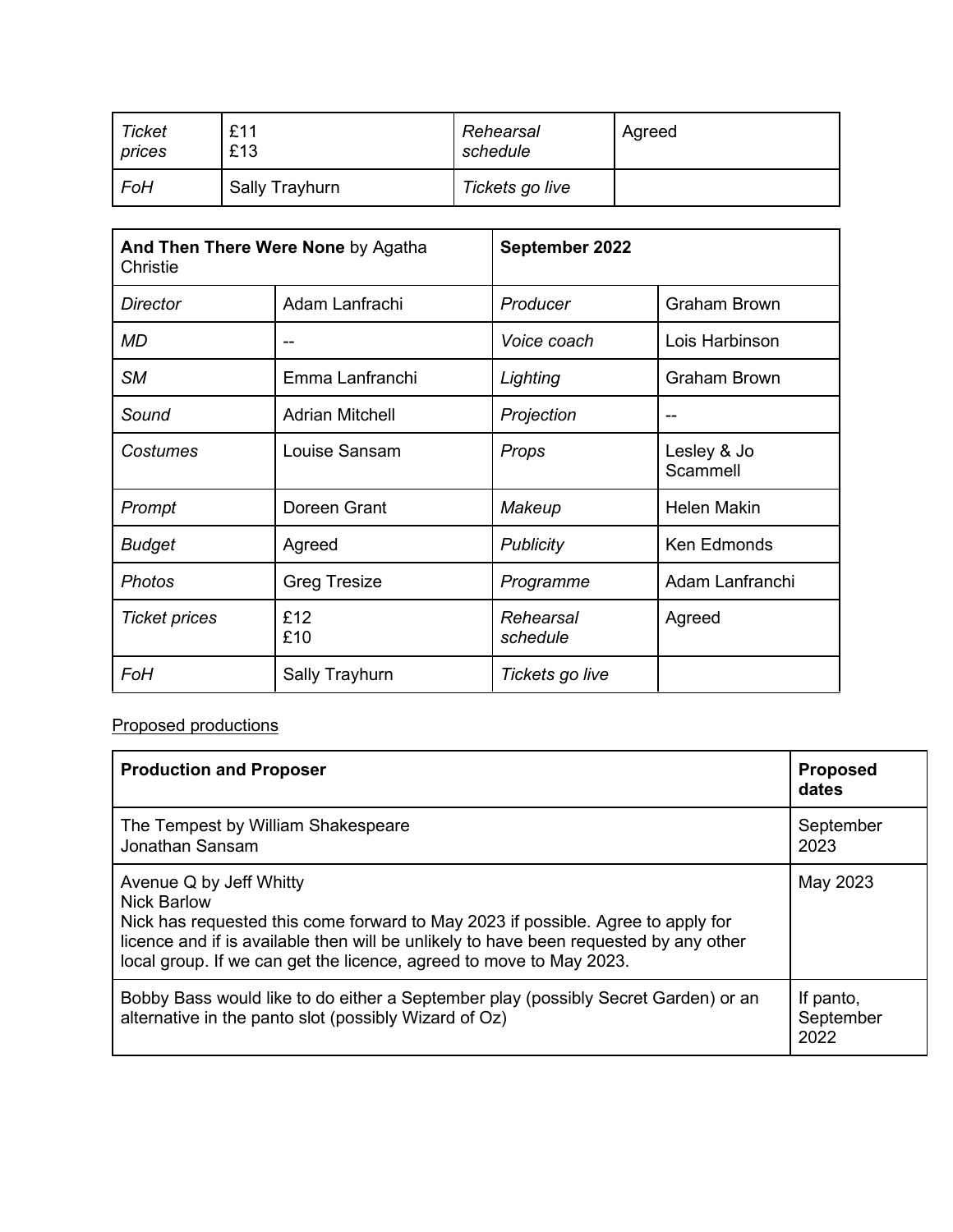| *Ticket prices* | £11<br>£13 | *Rehearsal schedule* | Agreed |
|---|---|---|---|
| *FoH* | Sally Trayhurn | *Tickets go live* | |

| **And Then There Were None** by Agatha Christie | | **September 2022** | |
|---|---|---|---|
| *Director* | Adam Lanfrachi | *Producer* | Graham Brown |
| *MD* | -- | *Voice coach* | Lois Harbinson |
| *SM* | Emma Lanfranchi | *Lighting* | Graham Brown |
| *Sound* | Adrian Mitchell | *Projection* | -- |
| *Costumes* | Louise Sansam | *Props* | Lesley & Jo Scammell |
| *Prompt* | Doreen Grant | *Makeup* | Helen Makin |
| *Budget* | Agreed | *Publicity* | Ken Edmonds |
| *Photos* | Greg Tresize | *Programme* | Adam Lanfranchi |
| *Ticket prices* | £12<br>£10 | *Rehearsal schedule* | Agreed |
| *FoH* | Sally Trayhurn | *Tickets go live* | |

<u>Proposed productions</u>

| **Production and Proposer** | **Proposed dates** |
|---|---|
| The Tempest by William Shakespeare<br>Jonathan Sansam | September 2023 |
| Avenue Q by Jeff Whitty<br>Nick Barlow<br>Nick has requested this come forward to May 2023 if possible. Agree to apply for licence and if is available then will be unlikely to have been requested by any other local group. If we can get the licence, agreed to move to May 2023. | May 2023 |
| Bobby Bass would like to do either a September play (possibly Secret Garden) or an alternative in the panto slot (possibly Wizard of Oz) | If panto, September 2022 |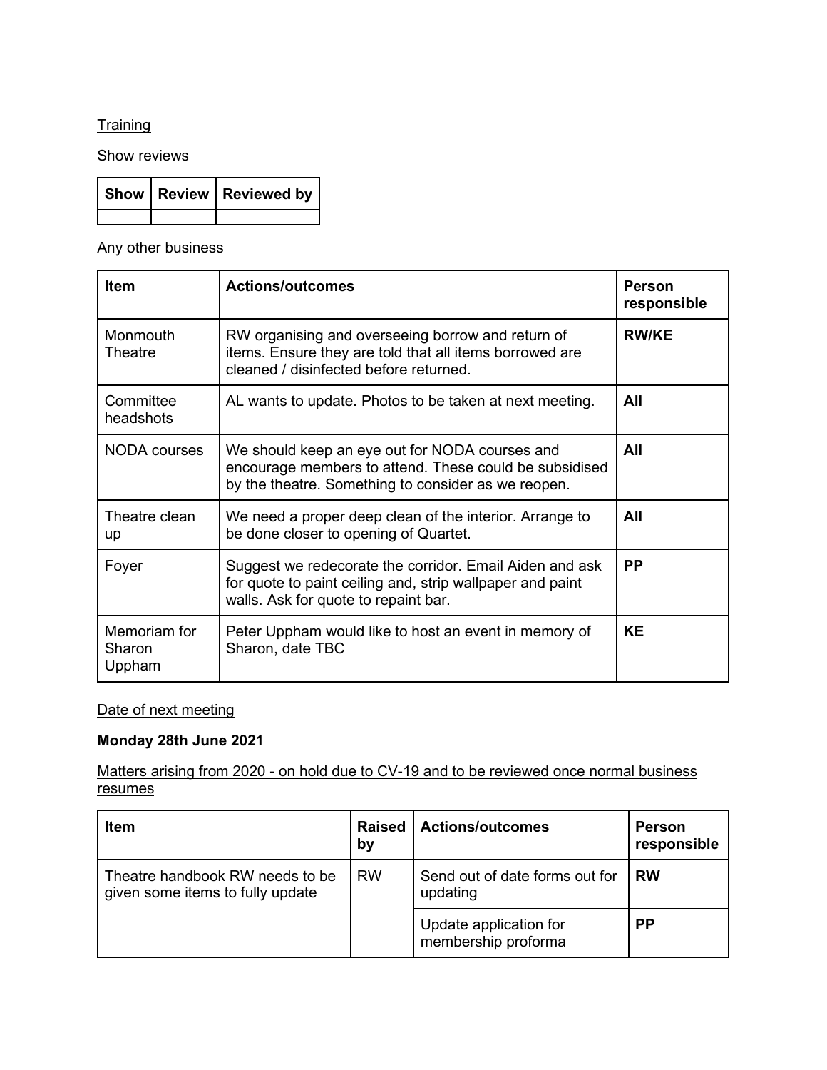Training

Show reviews

| Show | Review | Reviewed by |
|---|---|---|
| | | |

Any other business

| Item | Actions/outcomes | Person responsible |
|---|---|---|
| Monmouth Theatre | RW organising and overseeing borrow and return of items. Ensure they are told that all items borrowed are cleaned / disinfected before returned. | **RW/KE** |
| Committee headshots | AL wants to update. Photos to be taken at next meeting. | **All** |
| NODA courses | We should keep an eye out for NODA courses and encourage members to attend. These could be subsidised by the theatre. Something to consider as we reopen. | **All** |
| Theatre clean up | We need a proper deep clean of the interior. Arrange to be done closer to opening of Quartet. | **All** |
| Foyer | Suggest we redecorate the corridor. Email Aiden and ask for quote to paint ceiling and, strip wallpaper and paint walls. Ask for quote to repaint bar. | **PP** |
| Memoriam for Sharon Uppham | Peter Uppham would like to host an event in memory of Sharon, date TBC | **KE** |

Date of next meeting

**Monday 28th June 2021**

Matters arising from 2020 - on hold due to CV-19 and to be reviewed once normal business resumes

| Item | Raised by | Actions/outcomes | Person responsible |
|---|---|---|---|
| Theatre handbook RW needs to be given some items to fully update | RW | Send out of date forms out for updating | **RW** |
| | | Update application for membership proforma | **PP** |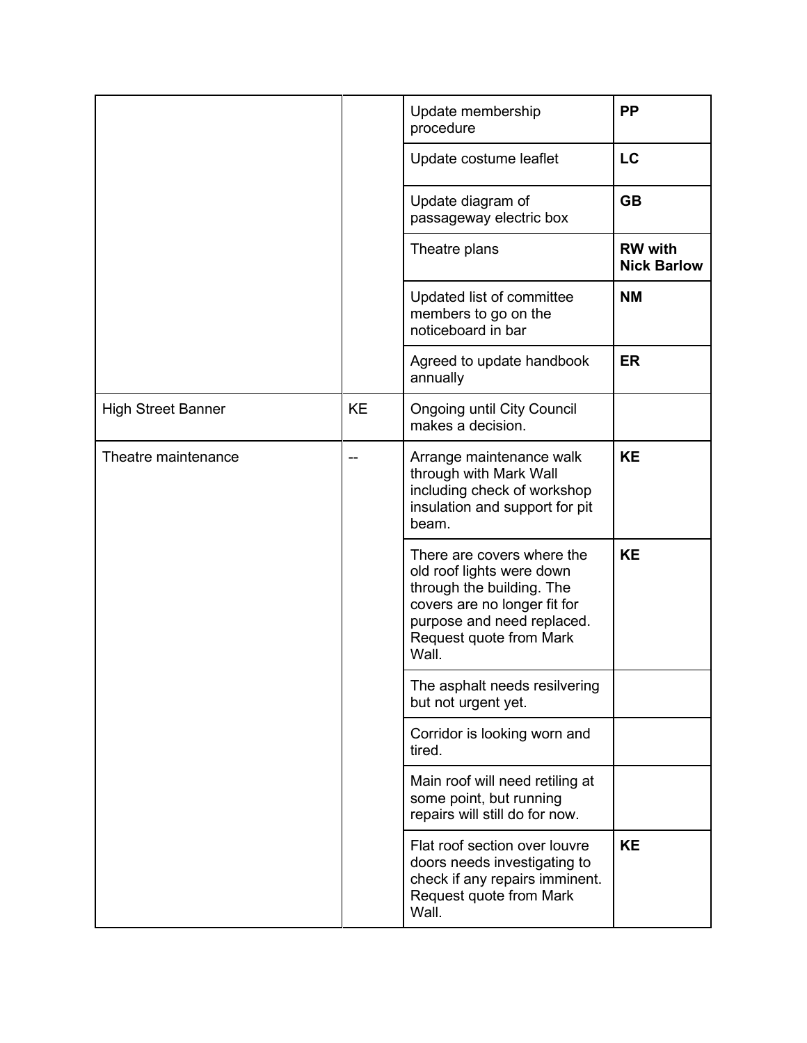| | | | |
|---|---|---|---|
| | | Update membership procedure | **PP** |
| | | Update costume leaflet | **LC** |
| | | Update diagram of passageway electric box | **GB** |
| | | Theatre plans | **RW with Nick Barlow** |
| | | Updated list of committee members to go on the noticeboard in bar | **NM** |
| | | Agreed to update handbook annually | **ER** |
| High Street Banner | KE | Ongoing until City Council makes a decision. | |
| Theatre maintenance | -- | Arrange maintenance walk through with Mark Wall including check of workshop insulation and support for pit beam. | **KE** |
| | | There are covers where the old roof lights were down through the building. The covers are no longer fit for purpose and need replaced. Request quote from Mark Wall. | **KE** |
| | | The asphalt needs resilvering but not urgent yet. | |
| | | Corridor is looking worn and tired. | |
| | | Main roof will need retiling at some point, but running repairs will still do for now. | |
| | | Flat roof section over louvre doors needs investigating to check if any repairs imminent. Request quote from Mark Wall. | **KE** |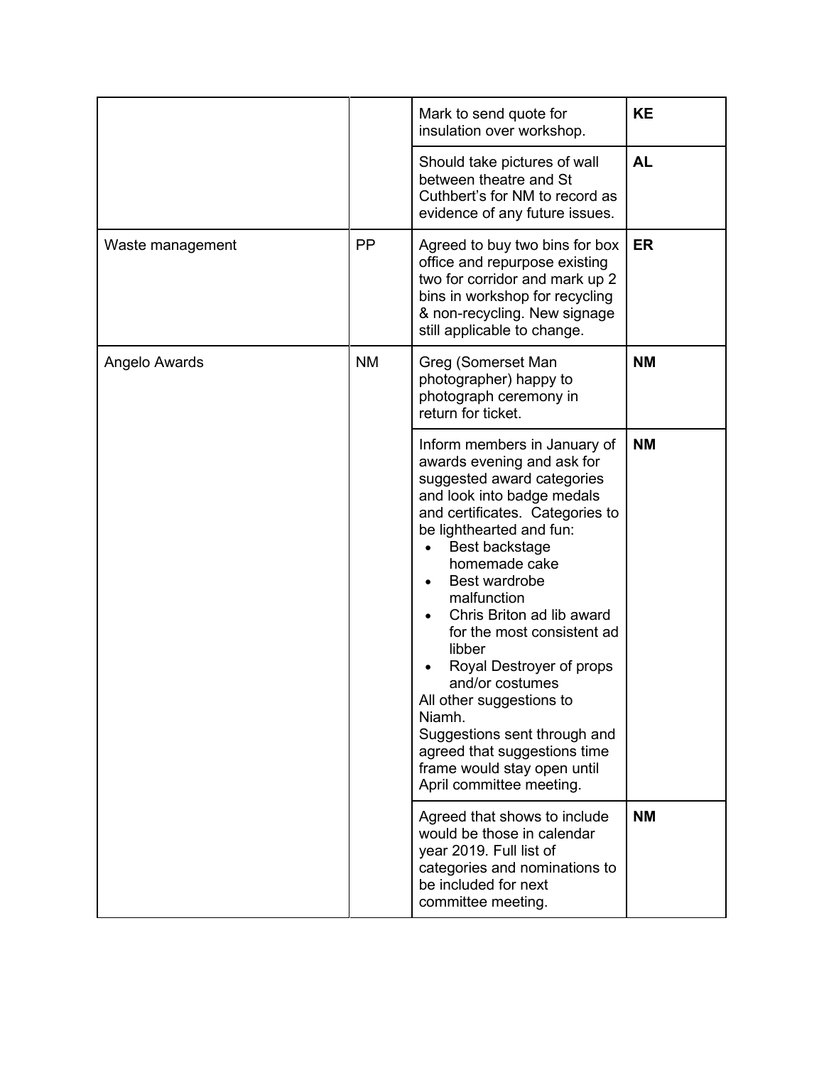| | | | |
|---|---|---|---|
| | | Mark to send quote for insulation over workshop. | **KE** |
| | | Should take pictures of wall between theatre and St Cuthbert's for NM to record as evidence of any future issues. | **AL** |
| Waste management | PP | Agreed to buy two bins for box office and repurpose existing two for corridor and mark up 2 bins in workshop for recycling & non-recycling. New signage still applicable to change. | **ER** |
| Angelo Awards | NM | Greg (Somerset Man photographer) happy to photograph ceremony in return for ticket. | **NM** |
| | | Inform members in January of awards evening and ask for suggested award categories and look into badge medals and certificates. Categories to be lighthearted and fun:<br>• Best backstage homemade cake<br>• Best wardrobe malfunction<br>• Chris Briton ad lib award for the most consistent ad libber<br>• Royal Destroyer of props and/or costumes<br>All other suggestions to Niamh.<br>Suggestions sent through and agreed that suggestions time frame would stay open until April committee meeting. | **NM** |
| | | Agreed that shows to include would be those in calendar year 2019. Full list of categories and nominations to be included for next committee meeting. | **NM** |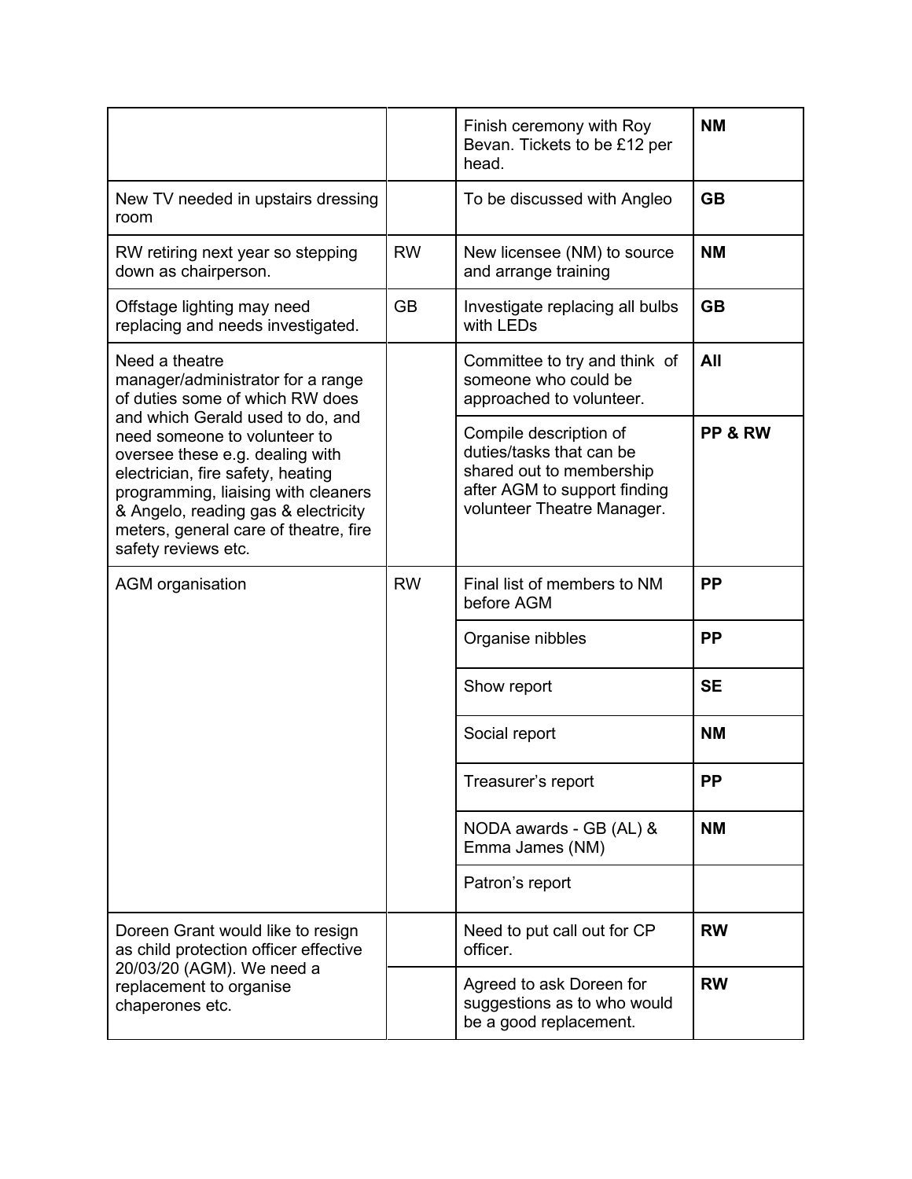| | | | |
|---|---|---|---|
| | | Finish ceremony with Roy Bevan. Tickets to be £12 per head. | **NM** |
| New TV needed in upstairs dressing room | | To be discussed with Angleo | **GB** |
| RW retiring next year so stepping down as chairperson. | RW | New licensee (NM) to source and arrange training | **NM** |
| Offstage lighting may need replacing and needs investigated. | GB | Investigate replacing all bulbs with LEDs | **GB** |
| Need a theatre manager/administrator for a range of duties some of which RW does and which Gerald used to do, and need someone to volunteer to oversee these e.g. dealing with electrician, fire safety, heating programming, liaising with cleaners & Angelo, reading gas & electricity meters, general care of theatre, fire safety reviews etc. | | Committee to try and think of someone who could be approached to volunteer. | **All** |
| | | Compile description of duties/tasks that can be shared out to membership after AGM to support finding volunteer Theatre Manager. | **PP & RW** |
| AGM organisation | RW | Final list of members to NM before AGM | **PP** |
| | | Organise nibbles | **PP** |
| | | Show report | **SE** |
| | | Social report | **NM** |
| | | Treasurer's report | **PP** |
| | | NODA awards - GB (AL) & Emma James (NM) | **NM** |
| | | Patron's report | |
| Doreen Grant would like to resign as child protection officer effective 20/03/20 (AGM). We need a replacement to organise chaperones etc. | | Need to put call out for CP officer. | **RW** |
| | | Agreed to ask Doreen for suggestions as to who would be a good replacement. | **RW** |